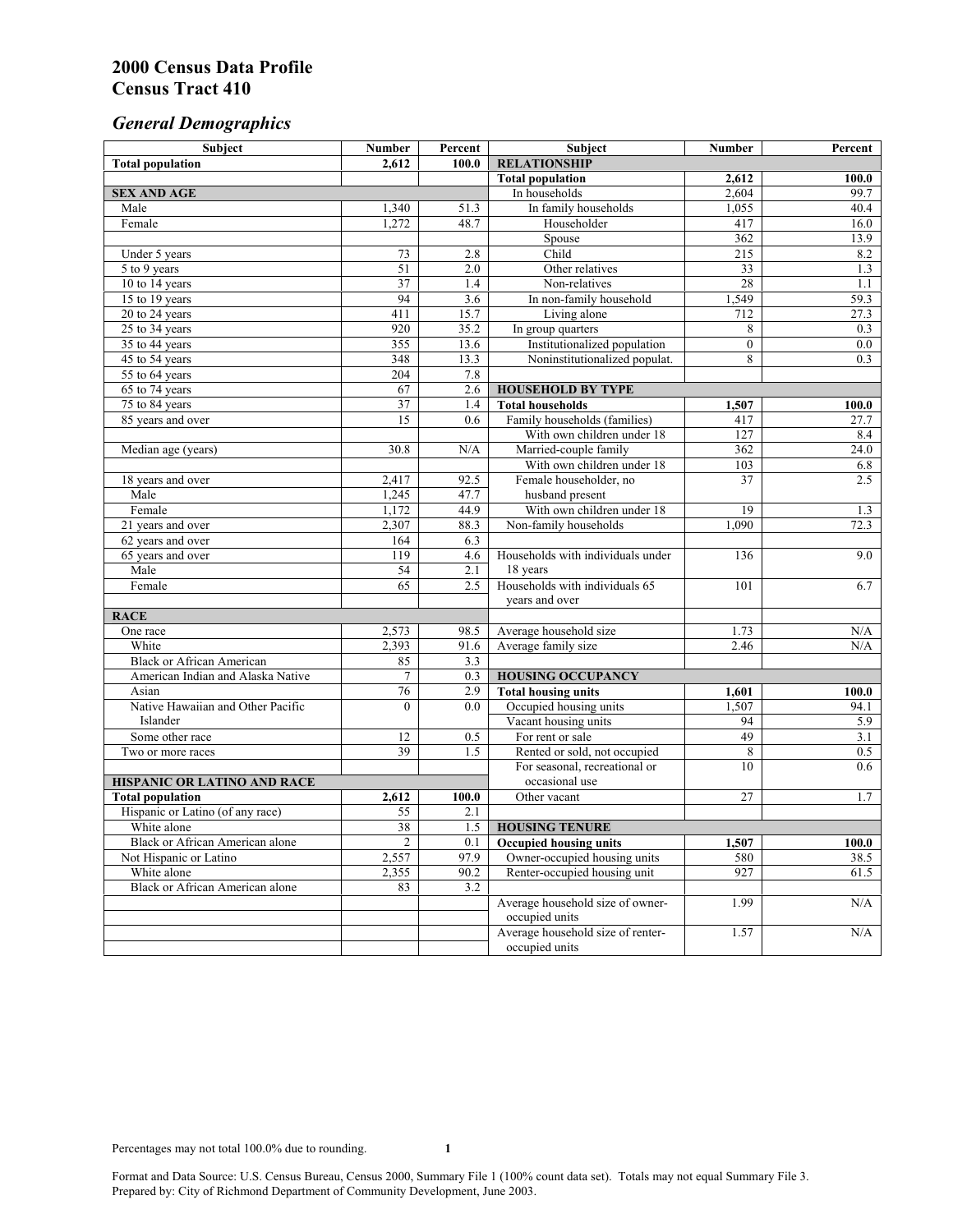# 2000 Census Data Profile
# Census Tract 410

## *General Demographics*

| Subject | Number | Percent | Subject | Number | Percent |
|---|---|---|---|---|---|
| **Total population** | **2,612** | **100.0** | **RELATIONSHIP** | | |
| | | | **Total population** | **2,612** | **100.0** |
| **SEX AND AGE** | | | In households | 2,604 | 99.7 |
| Male | 1,340 | 51.3 | In family households | 1,055 | 40.4 |
| Female | 1,272 | 48.7 | Householder | 417 | 16.0 |
| | | | Spouse | 362 | 13.9 |
| Under 5 years | 73 | 2.8 | Child | 215 | 8.2 |
| 5 to 9 years | 51 | 2.0 | Other relatives | 33 | 1.3 |
| 10 to 14 years | 37 | 1.4 | Non-relatives | 28 | 1.1 |
| 15 to 19 years | 94 | 3.6 | In non-family household | 1,549 | 59.3 |
| 20 to 24 years | 411 | 15.7 | Living alone | 712 | 27.3 |
| 25 to 34 years | 920 | 35.2 | In group quarters | 8 | 0.3 |
| 35 to 44 years | 355 | 13.6 | Institutionalized population | 0 | 0.0 |
| 45 to 54 years | 348 | 13.3 | Noninstitutionalized populat. | 8 | 0.3 |
| 55 to 64 years | 204 | 7.8 | | | |
| 65 to 74 years | 67 | 2.6 | **HOUSEHOLD BY TYPE** | | |
| 75 to 84 years | 37 | 1.4 | **Total households** | **1,507** | **100.0** |
| 85 years and over | 15 | 0.6 | Family households (families) | 417 | 27.7 |
| | | | With own children under 18 | 127 | 8.4 |
| Median age (years) | 30.8 | N/A | Married-couple family | 362 | 24.0 |
| | | | With own children under 18 | 103 | 6.8 |
| 18 years and over | 2,417 | 92.5 | Female householder, no husband present | 37 | 2.5 |
| Male | 1,245 | 47.7 | | | |
| Female | 1,172 | 44.9 | With own children under 18 | 19 | 1.3 |
| 21 years and over | 2,307 | 88.3 | Non-family households | 1,090 | 72.3 |
| 62 years and over | 164 | 6.3 | | | |
| 65 years and over | 119 | 4.6 | Households with individuals under 18 years | 136 | 9.0 |
| Male | 54 | 2.1 | | | |
| Female | 65 | 2.5 | Households with individuals 65 years and over | 101 | 6.7 |
| **RACE** | | | | | |
| One race | 2,573 | 98.5 | Average household size | 1.73 | N/A |
| White | 2,393 | 91.6 | Average family size | 2.46 | N/A |
| Black or African American | 85 | 3.3 | | | |
| American Indian and Alaska Native | 7 | 0.3 | **HOUSING OCCUPANCY** | | |
| Asian | 76 | 2.9 | **Total housing units** | **1,601** | **100.0** |
| Native Hawaiian and Other Pacific Islander | 0 | 0.0 | Occupied housing units | 1,507 | 94.1 |
| | | | Vacant housing units | 94 | 5.9 |
| Some other race | 12 | 0.5 | For rent or sale | 49 | 3.1 |
| Two or more races | 39 | 1.5 | Rented or sold, not occupied | 8 | 0.5 |
| | | | For seasonal, recreational or occasional use | 10 | 0.6 |
| **HISPANIC OR LATINO AND RACE** | | | | | |
| **Total population** | **2,612** | **100.0** | Other vacant | 27 | 1.7 |
| Hispanic or Latino (of any race) | 55 | 2.1 | | | |
| White alone | 38 | 1.5 | **HOUSING TENURE** | | |
| Black or African American alone | 2 | 0.1 | **Occupied housing units** | **1,507** | **100.0** |
| Not Hispanic or Latino | 2,557 | 97.9 | Owner-occupied housing units | 580 | 38.5 |
| White alone | 2,355 | 90.2 | Renter-occupied housing unit | 927 | 61.5 |
| Black or African American alone | 83 | 3.2 | | | |
| | | | Average household size of owner-occupied units | 1.99 | N/A |
| | | | Average household size of renter-occupied units | 1.57 | N/A |

Percentages may not total 100.0% due to rounding.

Format and Data Source: U.S. Census Bureau, Census 2000, Summary File 1 (100% count data set). Totals may not equal Summary File 3.
Prepared by: City of Richmond Department of Community Development, June 2003.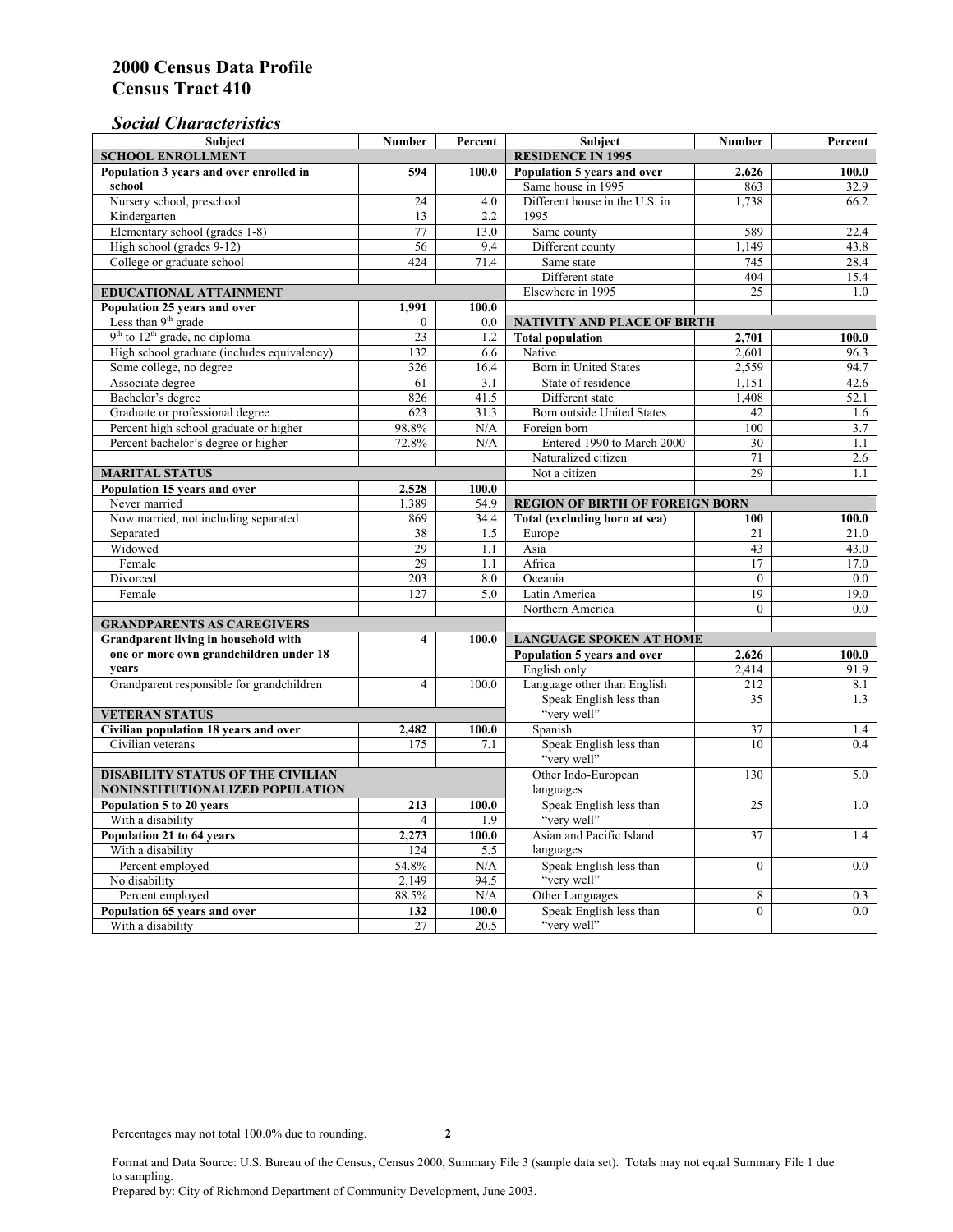# 2000 Census Data Profile
# Census Tract 410

## *Social Characteristics*

| Subject | Number | Percent |
|---|---|---|
| **SCHOOL ENROLLMENT** | | |
| **Population 3 years and over enrolled in school** | **594** | **100.0** |
| Nursery school, preschool | 24 | 4.0 |
| Kindergarten | 13 | 2.2 |
| Elementary school (grades 1-8) | 77 | 13.0 |
| High school (grades 9-12) | 56 | 9.4 |
| College or graduate school | 424 | 71.4 |
| **EDUCATIONAL ATTAINMENT** | | |
| **Population 25 years and over** | **1,991** | **100.0** |
| Less than 9th grade | 0 | 0.0 |
| 9th to 12th grade, no diploma | 23 | 1.2 |
| High school graduate (includes equivalency) | 132 | 6.6 |
| Some college, no degree | 326 | 16.4 |
| Associate degree | 61 | 3.1 |
| Bachelor's degree | 826 | 41.5 |
| Graduate or professional degree | 623 | 31.3 |
| Percent high school graduate or higher | 98.8% | N/A |
| Percent bachelor's degree or higher | 72.8% | N/A |
| **MARITAL STATUS** | | |
| **Population 15 years and over** | **2,528** | **100.0** |
| Never married | 1,389 | 54.9 |
| Now married, not including separated | 869 | 34.4 |
| Separated | 38 | 1.5 |
| Widowed | 29 | 1.1 |
| Female | 29 | 1.1 |
| Divorced | 203 | 8.0 |
| Female | 127 | 5.0 |
| **GRANDPARENTS AS CAREGIVERS** | | |
| **Grandparent living in household with one or more own grandchildren under 18 years** | **4** | **100.0** |
| Grandparent responsible for grandchildren | 4 | 100.0 |
| **VETERAN STATUS** | | |
| **Civilian population 18 years and over** | **2,482** | **100.0** |
| Civilian veterans | 175 | 7.1 |
| **DISABILITY STATUS OF THE CIVILIAN NONINSTITUTIONALIZED POPULATION** | | |
| **Population 5 to 20 years** | **213** | **100.0** |
| With a disability | 4 | 1.9 |
| **Population 21 to 64 years** | **2,273** | **100.0** |
| With a disability | 124 | 5.5 |
| Percent employed | 54.8% | N/A |
| No disability | 2,149 | 94.5 |
| Percent employed | 88.5% | N/A |
| **Population 65 years and over** | **132** | **100.0** |
| With a disability | 27 | 20.5 |

| Subject | Number | Percent |
|---|---|---|
| **RESIDENCE IN 1995** | | |
| **Population 5 years and over** | **2,626** | **100.0** |
| Same house in 1995 | 863 | 32.9 |
| Different house in the U.S. in 1995 | 1,738 | 66.2 |
| Same county | 589 | 22.4 |
| Different county | 1,149 | 43.8 |
| Same state | 745 | 28.4 |
| Different state | 404 | 15.4 |
| Elsewhere in 1995 | 25 | 1.0 |
| **NATIVITY AND PLACE OF BIRTH** | | |
| **Total population** | **2,701** | **100.0** |
| Native | 2,601 | 96.3 |
| Born in United States | 2,559 | 94.7 |
| State of residence | 1,151 | 42.6 |
| Different state | 1,408 | 52.1 |
| Born outside United States | 42 | 1.6 |
| Foreign born | 100 | 3.7 |
| Entered 1990 to March 2000 | 30 | 1.1 |
| Naturalized citizen | 71 | 2.6 |
| Not a citizen | 29 | 1.1 |
| **REGION OF BIRTH OF FOREIGN BORN** | | |
| **Total (excluding born at sea)** | **100** | **100.0** |
| Europe | 21 | 21.0 |
| Asia | 43 | 43.0 |
| Africa | 17 | 17.0 |
| Oceania | 0 | 0.0 |
| Latin America | 19 | 19.0 |
| Northern America | 0 | 0.0 |
| **LANGUAGE SPOKEN AT HOME** | | |
| **Population 5 years and over** | **2,626** | **100.0** |
| English only | 2,414 | 91.9 |
| Language other than English | 212 | 8.1 |
| Speak English less than "very well" | 35 | 1.3 |
| Spanish | 37 | 1.4 |
| Speak English less than "very well" | 10 | 0.4 |
| Other Indo-European languages | 130 | 5.0 |
| Speak English less than "very well" | 25 | 1.0 |
| Asian and Pacific Island languages | 37 | 1.4 |
| Speak English less than "very well" | 0 | 0.0 |
| Other Languages | 8 | 0.3 |
| Speak English less than "very well" | 0 | 0.0 |

Percentages may not total 100.0% due to rounding.

Format and Data Source: U.S. Bureau of the Census, Census 2000, Summary File 3 (sample data set). Totals may not equal Summary File 1 due to sampling.
Prepared by: City of Richmond Department of Community Development, June 2003.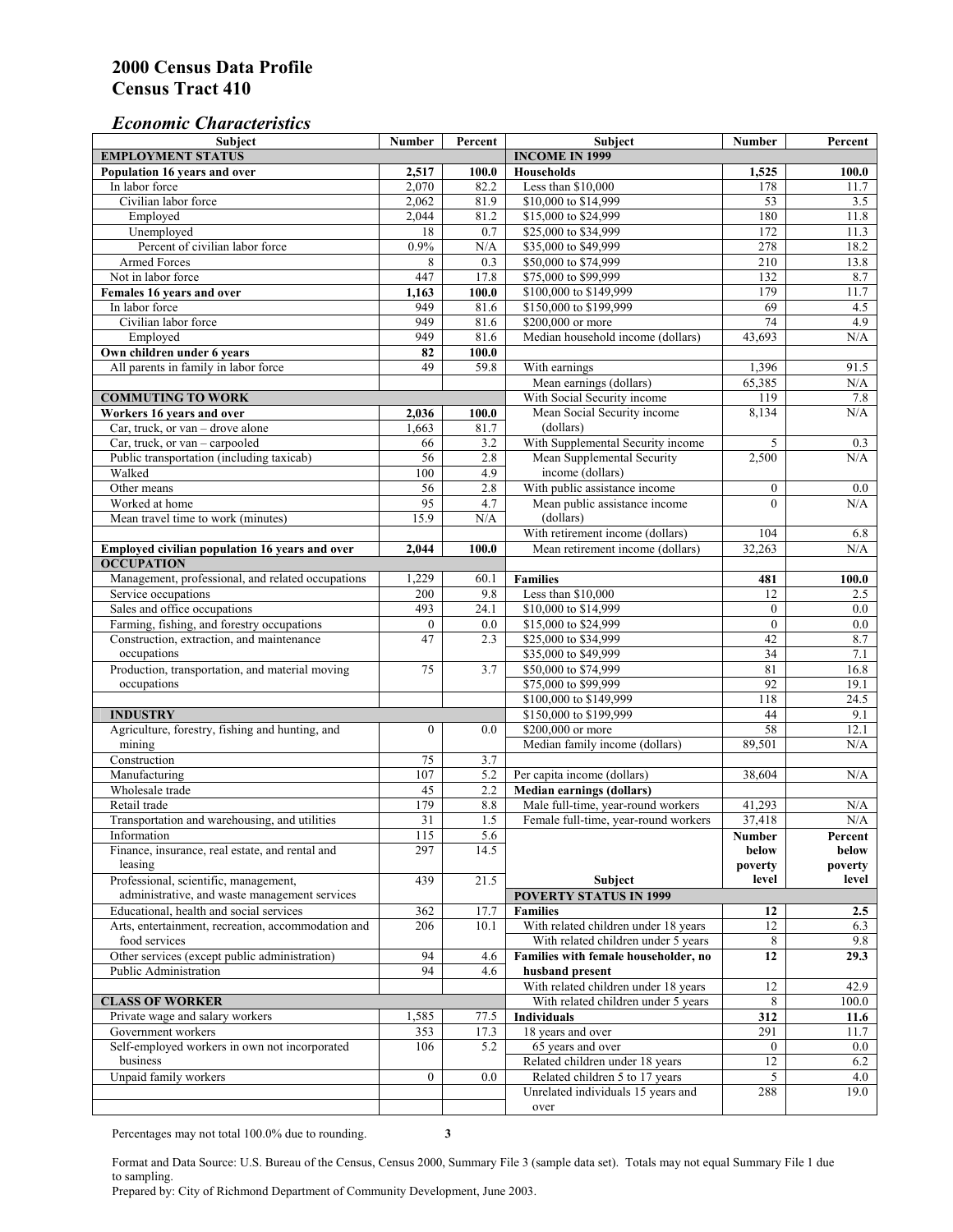# 2000 Census Data Profile
# Census Tract 410

## *Economic Characteristics*

| Subject | Number | Percent | Subject | Number | Percent |
|---|---|---|---|---|---|
| **EMPLOYMENT STATUS** | | | **INCOME IN 1999** | | |
| **Population 16 years and over** | **2,517** | **100.0** | **Households** | **1,525** | **100.0** |
| In labor force | 2,070 | 82.2 | Less than $10,000 | 178 | 11.7 |
| Civilian labor force | 2,062 | 81.9 | $10,000 to $14,999 | 53 | 3.5 |
| Employed | 2,044 | 81.2 | $15,000 to $24,999 | 180 | 11.8 |
| Unemployed | 18 | 0.7 | $25,000 to $34,999 | 172 | 11.3 |
| Percent of civilian labor force | 0.9% | N/A | $35,000 to $49,999 | 278 | 18.2 |
| Armed Forces | 8 | 0.3 | $50,000 to $74,999 | 210 | 13.8 |
| Not in labor force | 447 | 17.8 | $75,000 to $99,999 | 132 | 8.7 |
| **Females 16 years and over** | **1,163** | **100.0** | $100,000 to $149,999 | 179 | 11.7 |
| In labor force | 949 | 81.6 | $150,000 to $199,999 | 69 | 4.5 |
| Civilian labor force | 949 | 81.6 | $200,000 or more | 74 | 4.9 |
| Employed | 949 | 81.6 | Median household income (dollars) | 43,693 | N/A |
| **Own children under 6 years** | **82** | **100.0** | | | |
| All parents in family in labor force | 49 | 59.8 | With earnings | 1,396 | 91.5 |
| | | | Mean earnings (dollars) | 65,385 | N/A |
| **COMMUTING TO WORK** | | | With Social Security income | 119 | 7.8 |
| **Workers 16 years and over** | **2,036** | **100.0** | Mean Social Security income (dollars) | 8,134 | N/A |
| Car, truck, or van – drove alone | 1,663 | 81.7 | | | |
| Car, truck, or van – carpooled | 66 | 3.2 | With Supplemental Security income | 5 | 0.3 |
| Public transportation (including taxicab) | 56 | 2.8 | Mean Supplemental Security income (dollars) | 2,500 | N/A |
| Walked | 100 | 4.9 | | | |
| Other means | 56 | 2.8 | With public assistance income | 0 | 0.0 |
| Worked at home | 95 | 4.7 | Mean public assistance income (dollars) | 0 | N/A |
| Mean travel time to work (minutes) | 15.9 | N/A | | | |
| | | | With retirement income (dollars) | 104 | 6.8 |
| **Employed civilian population 16 years and over** | **2,044** | **100.0** | Mean retirement income (dollars) | 32,263 | N/A |
| **OCCUPATION** | | | | | |
| Management, professional, and related occupations | 1,229 | 60.1 | **Families** | **481** | **100.0** |
| Service occupations | 200 | 9.8 | Less than $10,000 | 12 | 2.5 |
| Sales and office occupations | 493 | 24.1 | $10,000 to $14,999 | 0 | 0.0 |
| Farming, fishing, and forestry occupations | 0 | 0.0 | $15,000 to $24,999 | 0 | 0.0 |
| Construction, extraction, and maintenance occupations | 47 | 2.3 | $25,000 to $34,999 | 42 | 8.7 |
| | | | $35,000 to $49,999 | 34 | 7.1 |
| Production, transportation, and material moving occupations | 75 | 3.7 | $50,000 to $74,999 | 81 | 16.8 |
| | | | $75,000 to $99,999 | 92 | 19.1 |
| | | | $100,000 to $149,999 | 118 | 24.5 |
| **INDUSTRY** | | | $150,000 to $199,999 | 44 | 9.1 |
| Agriculture, forestry, fishing and hunting, and mining | 0 | 0.0 | $200,000 or more | 58 | 12.1 |
| | | | Median family income (dollars) | 89,501 | N/A |
| Construction | 75 | 3.7 | | | |
| Manufacturing | 107 | 5.2 | Per capita income (dollars) | 38,604 | N/A |
| Wholesale trade | 45 | 2.2 | **Median earnings (dollars)** | | |
| Retail trade | 179 | 8.8 | Male full-time, year-round workers | 41,293 | N/A |
| Transportation and warehousing, and utilities | 31 | 1.5 | Female full-time, year-round workers | 37,418 | N/A |
| Information | 115 | 5.6 | **Subject** | **Number below poverty level** | **Percent below poverty level** |
| Finance, insurance, real estate, and rental and leasing | 297 | 14.5 | | | |
| Professional, scientific, management, administrative, and waste management services | 439 | 21.5 | **POVERTY STATUS IN 1999** | | |
| Educational, health and social services | 362 | 17.7 | **Families** | **12** | **2.5** |
| Arts, entertainment, recreation, accommodation and food services | 206 | 10.1 | With related children under 18 years | 12 | 6.3 |
| | | | With related children under 5 years | 8 | 9.8 |
| Other services (except public administration) | 94 | 4.6 | **Families with female householder, no husband present** | **12** | **29.3** |
| Public Administration | 94 | 4.6 | | | |
| | | | With related children under 18 years | 12 | 42.9 |
| **CLASS OF WORKER** | | | With related children under 5 years | 8 | 100.0 |
| Private wage and salary workers | 1,585 | 77.5 | **Individuals** | **312** | **11.6** |
| Government workers | 353 | 17.3 | 18 years and over | 291 | 11.7 |
| Self-employed workers in own not incorporated business | 106 | 5.2 | 65 years and over | 0 | 0.0 |
| | | | Related children under 18 years | 12 | 6.2 |
| Unpaid family workers | 0 | 0.0 | Related children 5 to 17 years | 5 | 4.0 |
| | | | Unrelated individuals 15 years and over | 288 | 19.0 |

Percentages may not total 100.0% due to rounding.

Format and Data Source: U.S. Bureau of the Census, Census 2000, Summary File 3 (sample data set). Totals may not equal Summary File 1 due to sampling.
Prepared by: City of Richmond Department of Community Development, June 2003.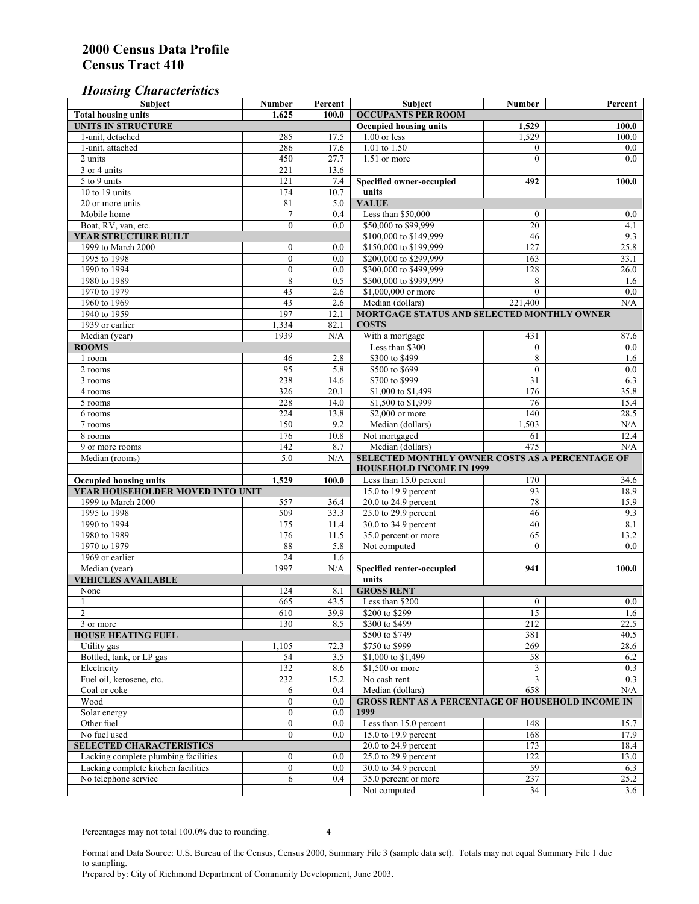# 2000 Census Data Profile
# Census Tract 410

## *Housing Characteristics*

| Subject | Number | Percent | Subject | Number | Percent |
|---|---|---|---|---|---|
| **Total housing units** | **1,625** | **100.0** | **OCCUPANTS PER ROOM** | | |
| **UNITS IN STRUCTURE** | | | **Occupied housing units** | **1,529** | **100.0** |
| 1-unit, detached | 285 | 17.5 | 1.00 or less | 1,529 | 100.0 |
| 1-unit, attached | 286 | 17.6 | 1.01 to 1.50 | 0 | 0.0 |
| 2 units | 450 | 27.7 | 1.51 or more | 0 | 0.0 |
| 3 or 4 units | 221 | 13.6 | | | |
| 5 to 9 units | 121 | 7.4 | **Specified owner-occupied units** | **492** | **100.0** |
| 10 to 19 units | 174 | 10.7 | | | |
| 20 or more units | 81 | 5.0 | **VALUE** | | |
| Mobile home | 7 | 0.4 | Less than $50,000 | 0 | 0.0 |
| Boat, RV, van, etc. | 0 | 0.0 | $50,000 to $99,999 | 20 | 4.1 |
| **YEAR STRUCTURE BUILT** | | | $100,000 to $149,999 | 46 | 9.3 |
| 1999 to March 2000 | 0 | 0.0 | $150,000 to $199,999 | 127 | 25.8 |
| 1995 to 1998 | 0 | 0.0 | $200,000 to $299,999 | 163 | 33.1 |
| 1990 to 1994 | 0 | 0.0 | $300,000 to $499,999 | 128 | 26.0 |
| 1980 to 1989 | 8 | 0.5 | $500,000 to $999,999 | 8 | 1.6 |
| 1970 to 1979 | 43 | 2.6 | $1,000,000 or more | 0 | 0.0 |
| 1960 to 1969 | 43 | 2.6 | Median (dollars) | 221,400 | N/A |
| 1940 to 1959 | 197 | 12.1 | **MORTGAGE STATUS AND SELECTED MONTHLY OWNER COSTS** | | |
| 1939 or earlier | 1,334 | 82.1 | | | |
| Median (year) | 1939 | N/A | With a mortgage | 431 | 87.6 |
| **ROOMS** | | | Less than $300 | 0 | 0.0 |
| 1 room | 46 | 2.8 | $300 to $499 | 8 | 1.6 |
| 2 rooms | 95 | 5.8 | $500 to $699 | 0 | 0.0 |
| 3 rooms | 238 | 14.6 | $700 to $999 | 31 | 6.3 |
| 4 rooms | 326 | 20.1 | $1,000 to $1,499 | 176 | 35.8 |
| 5 rooms | 228 | 14.0 | $1,500 to $1,999 | 76 | 15.4 |
| 6 rooms | 224 | 13.8 | $2,000 or more | 140 | 28.5 |
| 7 rooms | 150 | 9.2 | Median (dollars) | 1,503 | N/A |
| 8 rooms | 176 | 10.8 | Not mortgaged | 61 | 12.4 |
| 9 or more rooms | 142 | 8.7 | Median (dollars) | 475 | N/A |
| Median (rooms) | 5.0 | N/A | **SELECTED MONTHLY OWNER COSTS AS A PERCENTAGE OF HOUSEHOLD INCOME IN 1999** | | |
| **Occupied housing units** | **1,529** | **100.0** | Less than 15.0 percent | 170 | 34.6 |
| **YEAR HOUSEHOLDER MOVED INTO UNIT** | | | 15.0 to 19.9 percent | 93 | 18.9 |
| 1999 to March 2000 | 557 | 36.4 | 20.0 to 24.9 percent | 78 | 15.9 |
| 1995 to 1998 | 509 | 33.3 | 25.0 to 29.9 percent | 46 | 9.3 |
| 1990 to 1994 | 175 | 11.4 | 30.0 to 34.9 percent | 40 | 8.1 |
| 1980 to 1989 | 176 | 11.5 | 35.0 percent or more | 65 | 13.2 |
| 1970 to 1979 | 88 | 5.8 | Not computed | 0 | 0.0 |
| 1969 or earlier | 24 | 1.6 | | | |
| Median (year) | 1997 | N/A | **Specified renter-occupied units** | **941** | **100.0** |
| **VEHICLES AVAILABLE** | | | | | |
| None | 124 | 8.1 | **GROSS RENT** | | |
| 1 | 665 | 43.5 | Less than $200 | 0 | 0.0 |
| 2 | 610 | 39.9 | $200 to $299 | 15 | 1.6 |
| 3 or more | 130 | 8.5 | $300 to $499 | 212 | 22.5 |
| **HOUSE HEATING FUEL** | | | $500 to $749 | 381 | 40.5 |
| Utility gas | 1,105 | 72.3 | $750 to $999 | 269 | 28.6 |
| Bottled, tank, or LP gas | 54 | 3.5 | $1,000 to $1,499 | 58 | 6.2 |
| Electricity | 132 | 8.6 | $1,500 or more | 3 | 0.3 |
| Fuel oil, kerosene, etc. | 232 | 15.2 | No cash rent | 3 | 0.3 |
| Coal or coke | 6 | 0.4 | Median (dollars) | 658 | N/A |
| Wood | 0 | 0.0 | **GROSS RENT AS A PERCENTAGE OF HOUSEHOLD INCOME IN 1999** | | |
| Solar energy | 0 | 0.0 | | | |
| Other fuel | 0 | 0.0 | Less than 15.0 percent | 148 | 15.7 |
| No fuel used | 0 | 0.0 | 15.0 to 19.9 percent | 168 | 17.9 |
| **SELECTED CHARACTERISTICS** | | | 20.0 to 24.9 percent | 173 | 18.4 |
| Lacking complete plumbing facilities | 0 | 0.0 | 25.0 to 29.9 percent | 122 | 13.0 |
| Lacking complete kitchen facilities | 0 | 0.0 | 30.0 to 34.9 percent | 59 | 6.3 |
| No telephone service | 6 | 0.4 | 35.0 percent or more | 237 | 25.2 |
| | | | Not computed | 34 | 3.6 |

Percentages may not total 100.0% due to rounding.

Format and Data Source: U.S. Bureau of the Census, Census 2000, Summary File 3 (sample data set). Totals may not equal Summary File 1 due to sampling.
Prepared by: City of Richmond Department of Community Development, June 2003.